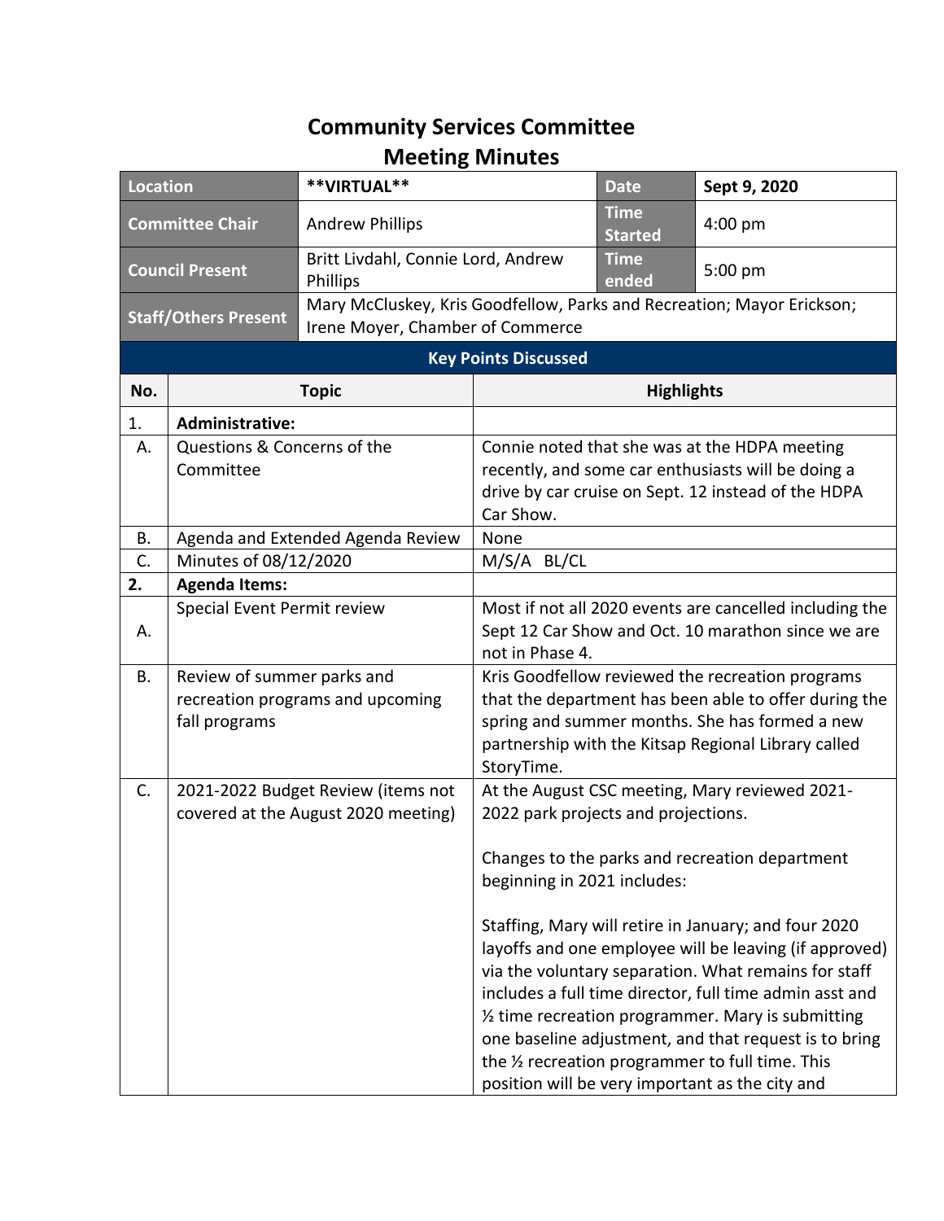# Community Services Committee
# Meeting Minutes

| Location | **VIRTUAL** | Date | Sept 9, 2020 |
|---|---|---|---|
| Committee Chair | Andrew Phillips | Time Started | 4:00 pm |
| Council Present | Britt Livdahl, Connie Lord, Andrew Phillips | Time ended | 5:00 pm |
| Staff/Others Present | Mary McCluskey, Kris Goodfellow, Parks and Recreation; Mayor Erickson; Irene Moyer, Chamber of Commerce | | |

**Key Points Discussed**

| No. | Topic | Highlights |
|---|---|---|
| 1. | **Administrative:** | |
| A. | Questions & Concerns of the Committee | Connie noted that she was at the HDPA meeting recently, and some car enthusiasts will be doing a drive by car cruise on Sept. 12 instead of the HDPA Car Show. |
| B. | Agenda and Extended Agenda Review | None |
| C. | Minutes of 08/12/2020 | M/S/A BL/CL |
| **2.** | **Agenda Items:** | |
| A. | Special Event Permit review | Most if not all 2020 events are cancelled including the Sept 12 Car Show and Oct. 10 marathon since we are not in Phase 4. |
| B. | Review of summer parks and recreation programs and upcoming fall programs | Kris Goodfellow reviewed the recreation programs that the department has been able to offer during the spring and summer months. She has formed a new partnership with the Kitsap Regional Library called StoryTime. |
| C. | 2021-2022 Budget Review (items not covered at the August 2020 meeting) | At the August CSC meeting, Mary reviewed 2021-2022 park projects and projections.<br><br>Changes to the parks and recreation department beginning in 2021 includes:<br><br>Staffing, Mary will retire in January; and four 2020 layoffs and one employee will be leaving (if approved) via the voluntary separation. What remains for staff includes a full time director, full time admin asst and ½ time recreation programmer. Mary is submitting one baseline adjustment, and that request is to bring the ½ recreation programmer to full time. This position will be very important as the city and |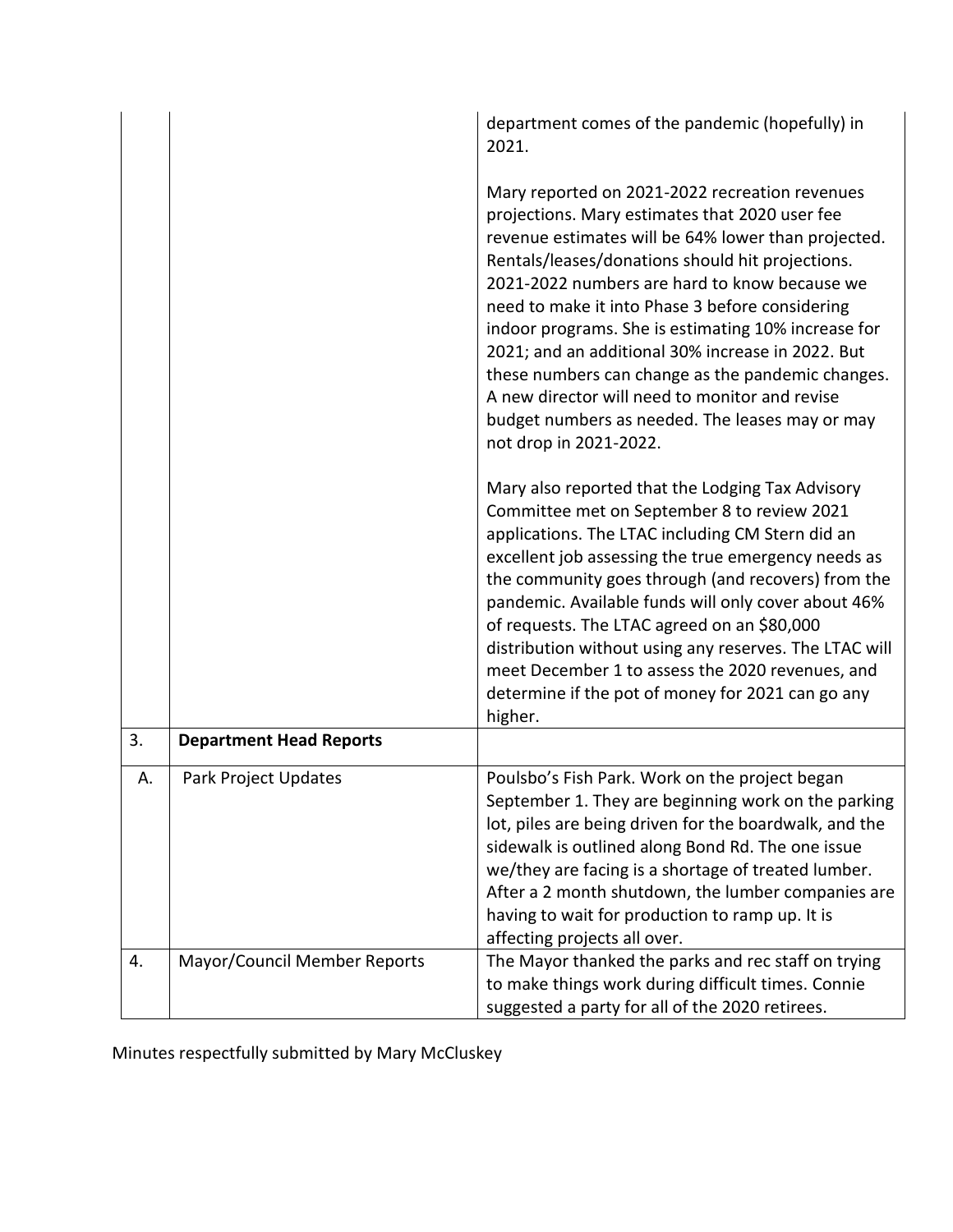| | | |
|---|---|---|
| | | department comes of the pandemic (hopefully) in 2021.<br><br>Mary reported on 2021-2022 recreation revenues projections. Mary estimates that 2020 user fee revenue estimates will be 64% lower than projected. Rentals/leases/donations should hit projections. 2021-2022 numbers are hard to know because we need to make it into Phase 3 before considering indoor programs. She is estimating 10% increase for 2021; and an additional 30% increase in 2022. But these numbers can change as the pandemic changes. A new director will need to monitor and revise budget numbers as needed. The leases may or may not drop in 2021-2022.<br><br>Mary also reported that the Lodging Tax Advisory Committee met on September 8 to review 2021 applications. The LTAC including CM Stern did an excellent job assessing the true emergency needs as the community goes through (and recovers) from the pandemic. Available funds will only cover about 46% of requests. The LTAC agreed on an $80,000 distribution without using any reserves. The LTAC will meet December 1 to assess the 2020 revenues, and determine if the pot of money for 2021 can go any higher. |
| 3. | **Department Head Reports** | |
| A. | Park Project Updates | Poulsbo's Fish Park. Work on the project began September 1. They are beginning work on the parking lot, piles are being driven for the boardwalk, and the sidewalk is outlined along Bond Rd. The one issue we/they are facing is a shortage of treated lumber. After a 2 month shutdown, the lumber companies are having to wait for production to ramp up. It is affecting projects all over. |
| 4. | Mayor/Council Member Reports | The Mayor thanked the parks and rec staff on trying to make things work during difficult times. Connie suggested a party for all of the 2020 retirees. |

Minutes respectfully submitted by Mary McCluskey